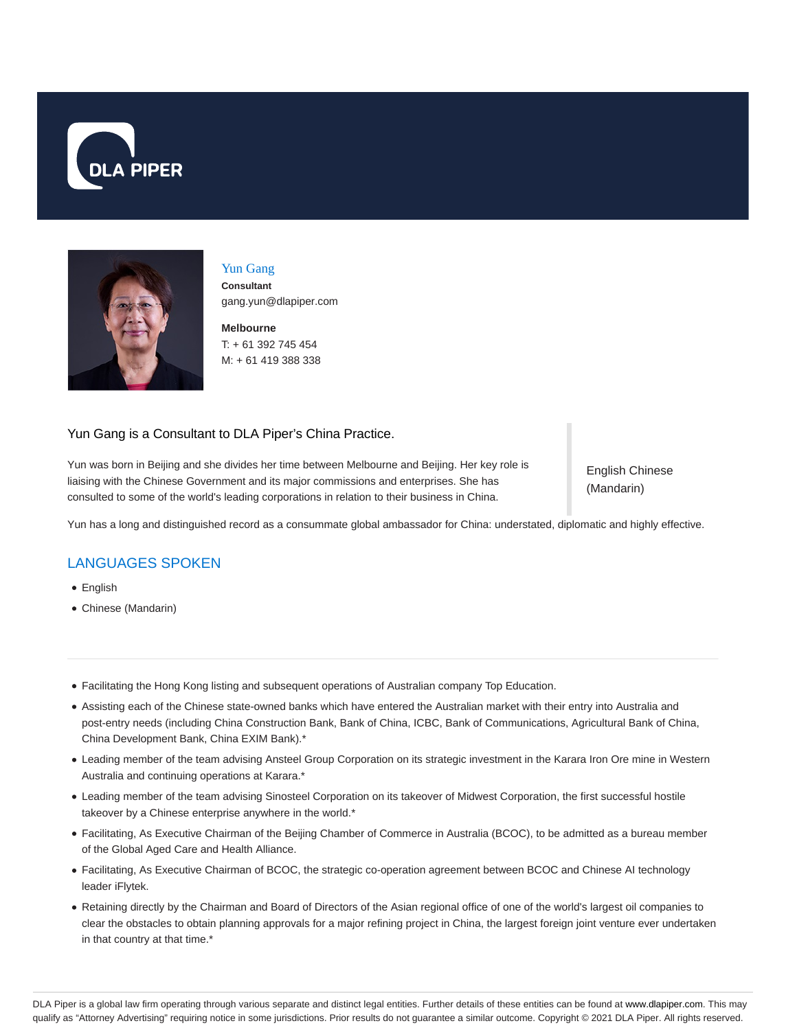DLA PIPER

# Yun Gang

**Consultant**
gang.yun@dlapiper.com

**Melbourne**
T: + 61 392 745 454
M: + 61 419 388 338

Yun Gang is a Consultant to DLA Piper's China Practice.

Yun was born in Beijing and she divides her time between Melbourne and Beijing. Her key role is liaising with the Chinese Government and its major commissions and enterprises. She has consulted to some of the world's leading corporations in relation to their business in China.

English Chinese (Mandarin)

Yun has a long and distinguished record as a consummate global ambassador for China: understated, diplomatic and highly effective.

## LANGUAGES SPOKEN

- English
- Chinese (Mandarin)

---

- Facilitating the Hong Kong listing and subsequent operations of Australian company Top Education.
- Assisting each of the Chinese state-owned banks which have entered the Australian market with their entry into Australia and post-entry needs (including China Construction Bank, Bank of China, ICBC, Bank of Communications, Agricultural Bank of China, China Development Bank, China EXIM Bank).*
- Leading member of the team advising Ansteel Group Corporation on its strategic investment in the Karara Iron Ore mine in Western Australia and continuing operations at Karara.*
- Leading member of the team advising Sinosteel Corporation on its takeover of Midwest Corporation, the first successful hostile takeover by a Chinese enterprise anywhere in the world.*
- Facilitating, As Executive Chairman of the Beijing Chamber of Commerce in Australia (BCOC), to be admitted as a bureau member of the Global Aged Care and Health Alliance.
- Facilitating, As Executive Chairman of BCOC, the strategic co-operation agreement between BCOC and Chinese AI technology leader iFlytek.
- Retaining directly by the Chairman and Board of Directors of the Asian regional office of one of the world's largest oil companies to clear the obstacles to obtain planning approvals for a major refining project in China, the largest foreign joint venture ever undertaken in that country at that time.*

DLA Piper is a global law firm operating through various separate and distinct legal entities. Further details of these entities can be found at www.dlapiper.com. This may qualify as "Attorney Advertising" requiring notice in some jurisdictions. Prior results do not guarantee a similar outcome. Copyright © 2021 DLA Piper. All rights reserved.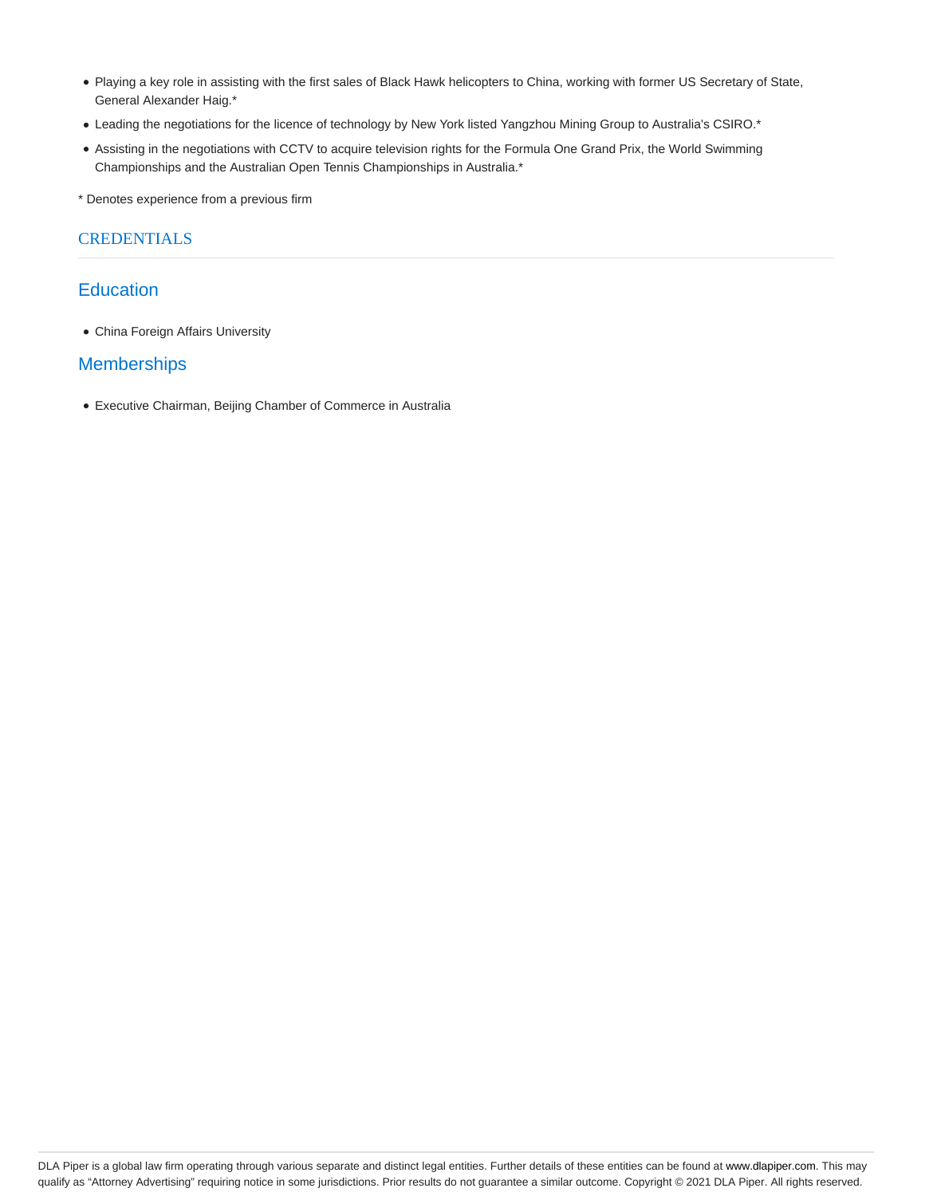- Playing a key role in assisting with the first sales of Black Hawk helicopters to China, working with former US Secretary of State, General Alexander Haig.*
- Leading the negotiations for the licence of technology by New York listed Yangzhou Mining Group to Australia's CSIRO.*
- Assisting in the negotiations with CCTV to acquire television rights for the Formula One Grand Prix, the World Swimming Championships and the Australian Open Tennis Championships in Australia.*

* Denotes experience from a previous firm

## CREDENTIALS

### Education

- China Foreign Affairs University

### Memberships

- Executive Chairman, Beijing Chamber of Commerce in Australia

DLA Piper is a global law firm operating through various separate and distinct legal entities. Further details of these entities can be found at www.dlapiper.com. This may qualify as "Attorney Advertising" requiring notice in some jurisdictions. Prior results do not guarantee a similar outcome. Copyright © 2021 DLA Piper. All rights reserved.